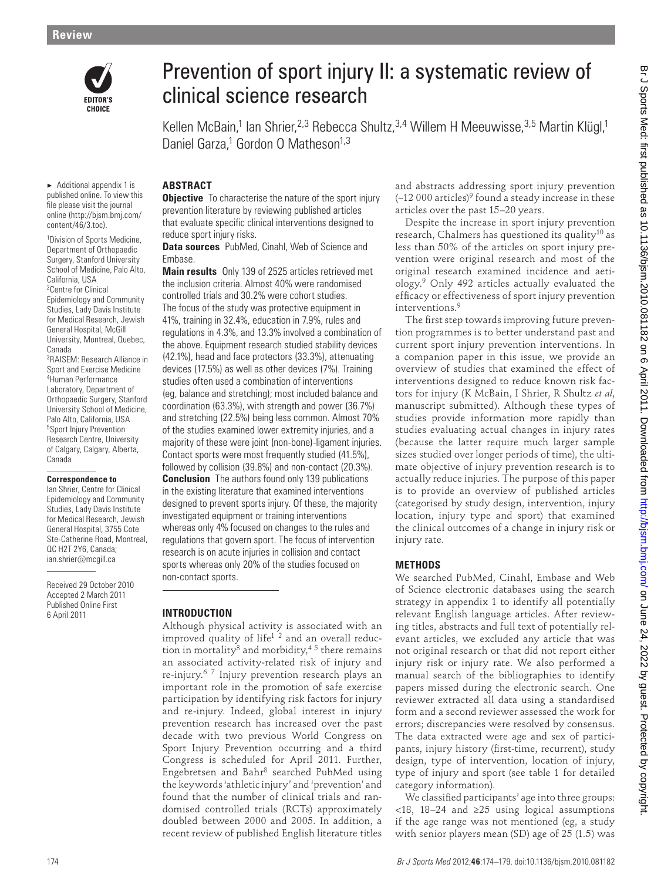# Prevention of sport injury II: a systematic review of clinical science research

Kellen McBain,[1] Ian Shrier,[2,3] Rebecca Shultz,[3,4] Willem H Meeuwisse,[3,5] Martin Klügl,[1] Daniel Garza,[1] Gordon O Matheson[1,3]

► Additional appendix 1 is published online. To view this file please visit the journal online (http://bjsm.bmj.com/content/46/3.toc).

[1]Division of Sports Medicine, Department of Orthopaedic Surgery, Stanford University School of Medicine, Palo Alto, California, USA
[2]Centre for Clinical Epidemiology and Community Studies, Lady Davis Institute for Medical Research, Jewish General Hospital, McGill University, Montreal, Quebec, Canada
[3]RAISEM: Research Alliance in Sport and Exercise Medicine
[4]Human Performance Laboratory, Department of Orthopaedic Surgery, Stanford University School of Medicine, Palo Alto, California, USA
[5]Sport Injury Prevention Research Centre, University of Calgary, Calgary, Alberta, Canada

**Correspondence to**
Ian Shrier, Centre for Clinical Epidemiology and Community Studies, Lady Davis Institute for Medical Research, Jewish General Hospital, 3755 Cote Ste-Catherine Road, Montreal, QC H2T 2Y6, Canada; ian.shrier@mcgill.ca

Received 29 October 2010
Accepted 2 March 2011
Published Online First 6 April 2011

## ABSTRACT

**Objective** To characterise the nature of the sport injury prevention literature by reviewing published articles that evaluate specific clinical interventions designed to reduce sport injury risks.

**Data sources** PubMed, Cinahl, Web of Science and Embase.

**Main results** Only 139 of 2525 articles retrieved met the inclusion criteria. Almost 40% were randomised controlled trials and 30.2% were cohort studies. The focus of the study was protective equipment in 41%, training in 32.4%, education in 7.9%, rules and regulations in 4.3%, and 13.3% involved a combination of the above. Equipment research studied stability devices (42.1%), head and face protectors (33.3%), attenuating devices (17.5%) as well as other devices (7%). Training studies often used a combination of interventions (eg, balance and stretching); most included balance and coordination (63.3%), with strength and power (36.7%) and stretching (22.5%) being less common. Almost 70% of the studies examined lower extremity injuries, and a majority of these were joint (non-bone)-ligament injuries. Contact sports were most frequently studied (41.5%), followed by collision (39.8%) and non-contact (20.3%).

**Conclusion** The authors found only 139 publications in the existing literature that examined interventions designed to prevent sports injury. Of these, the majority investigated equipment or training interventions whereas only 4% focused on changes to the rules and regulations that govern sport. The focus of intervention research is on acute injuries in collision and contact sports whereas only 20% of the studies focused on non-contact sports.

## INTRODUCTION

Although physical activity is associated with an improved quality of life[1 2] and an overall reduction in mortality[3] and morbidity,[4 5] there remains an associated activity-related risk of injury and re-injury.[6 7] Injury prevention research plays an important role in the promotion of safe exercise participation by identifying risk factors for injury and re-injury. Indeed, global interest in injury prevention research has increased over the past decade with two previous World Congress on Sport Injury Prevention occurring and a third Congress is scheduled for April 2011. Further, Engebretsen and Bahr[8] searched PubMed using the keywords 'athletic injury' and 'prevention' and found that the number of clinical trials and randomised controlled trials (RCTs) approximately doubled between 2000 and 2005. In addition, a recent review of published English literature titles and abstracts addressing sport injury prevention (~12 000 articles)[9] found a steady increase in these articles over the past 15–20 years.

Despite the increase in sport injury prevention research, Chalmers has questioned its quality[10] as less than 50% of the articles on sport injury prevention were original research and most of the original research examined incidence and aetiology.[9] Only 492 articles actually evaluated the efficacy or effectiveness of sport injury prevention interventions.[9]

The first step towards improving future prevention programmes is to better understand past and current sport injury prevention interventions. In a companion paper in this issue, we provide an overview of studies that examined the effect of interventions designed to reduce known risk factors for injury (K McBain, I Shrier, R Shultz *et al*, manuscript submitted). Although these types of studies provide information more rapidly than studies evaluating actual changes in injury rates (because the latter require much larger sample sizes studied over longer periods of time), the ultimate objective of injury prevention research is to actually reduce injuries. The purpose of this paper is to provide an overview of published articles (categorised by study design, intervention, injury location, injury type and sport) that examined the clinical outcomes of a change in injury risk or injury rate.

## METHODS

We searched PubMed, Cinahl, Embase and Web of Science electronic databases using the search strategy in appendix 1 to identify all potentially relevant English language articles. After reviewing titles, abstracts and full text of potentially relevant articles, we excluded any article that was not original research or that did not report either injury risk or injury rate. We also performed a manual search of the bibliographies to identify papers missed during the electronic search. One reviewer extracted all data using a standardised form and a second reviewer assessed the work for errors; discrepancies were resolved by consensus. The data extracted were age and sex of participants, injury history (first-time, recurrent), study design, type of intervention, location of injury, type of injury and sport (see table 1 for detailed category information).

We classified participants' age into three groups: <18, 18–24 and ≥25 using logical assumptions if the age range was not mentioned (eg, a study with senior players mean (SD) age of 25 (1.5) was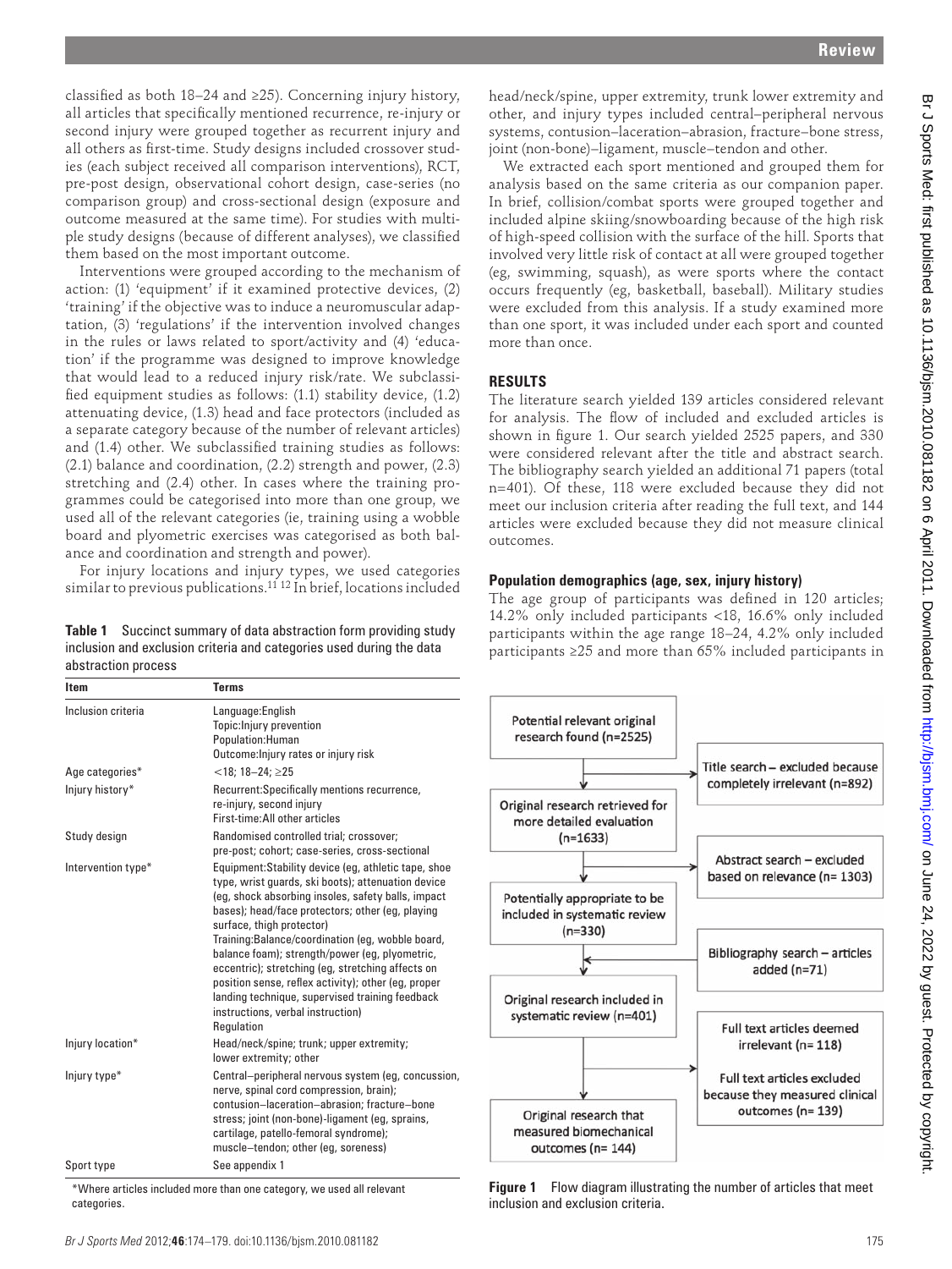classified as both 18–24 and ≥25). Concerning injury history, all articles that specifically mentioned recurrence, re-injury or second injury were grouped together as recurrent injury and all others as first-time. Study designs included crossover studies (each subject received all comparison interventions), RCT, pre-post design, observational cohort design, case-series (no comparison group) and cross-sectional design (exposure and outcome measured at the same time). For studies with multiple study designs (because of different analyses), we classified them based on the most important outcome.

Interventions were grouped according to the mechanism of action: (1) 'equipment' if it examined protective devices, (2) 'training' if the objective was to induce a neuromuscular adaptation, (3) 'regulations' if the intervention involved changes in the rules or laws related to sport/activity and (4) 'education' if the programme was designed to improve knowledge that would lead to a reduced injury risk/rate. We subclassified equipment studies as follows: (1.1) stability device, (1.2) attenuating device, (1.3) head and face protectors (included as a separate category because of the number of relevant articles) and (1.4) other. We subclassified training studies as follows: (2.1) balance and coordination, (2.2) strength and power, (2.3) stretching and (2.4) other. In cases where the training programmes could be categorised into more than one group, we used all of the relevant categories (ie, training using a wobble board and plyometric exercises was categorised as both balance and coordination and strength and power).

For injury locations and injury types, we used categories similar to previous publications.[11 12] In brief, locations included head/neck/spine, upper extremity, trunk lower extremity and other, and injury types included central–peripheral nervous systems, contusion–laceration–abrasion, fracture–bone stress, joint (non-bone)–ligament, muscle–tendon and other.

**Table 1** Succinct summary of data abstraction form providing study inclusion and exclusion criteria and categories used during the data abstraction process

| Item | Terms |
|---|---|
| Inclusion criteria | Language:English<br>Topic:Injury prevention<br>Population:Human<br>Outcome:Injury rates or injury risk |
| Age categories* | <18; 18–24; ≥25 |
| Injury history* | Recurrent:Specifically mentions recurrence, re-injury, second injury<br>First-time:All other articles |
| Study design | Randomised controlled trial; crossover; pre-post; cohort; case-series, cross-sectional |
| Intervention type* | Equipment:Stability device (eg, athletic tape, shoe type, wrist guards, ski boots); attenuation device (eg, shock absorbing insoles, safety balls, impact bases); head/face protectors; other (eg, playing surface, thigh protector)<br>Training:Balance/coordination (eg, wobble board, balance foam); strength/power (eg, plyometric, eccentric); stretching (eg, stretching affects on position sense, reflex activity); other (eg, proper landing technique, supervised training feedback instructions, verbal instruction)<br>Regulation |
| Injury location* | Head/neck/spine; trunk; upper extremity; lower extremity; other |
| Injury type* | Central–peripheral nervous system (eg, concussion, nerve, spinal cord compression, brain); contusion–laceration–abrasion; fracture–bone stress; joint (non-bone)–ligament (eg, sprains, cartilage, patello-femoral syndrome); muscle–tendon; other (eg, soreness) |
| Sport type | See appendix 1 |

*Where articles included more than one category, we used all relevant categories.

We extracted each sport mentioned and grouped them for analysis based on the same criteria as our companion paper. In brief, collision/combat sports were grouped together and included alpine skiing/snowboarding because of the high risk of high-speed collision with the surface of the hill. Sports that involved very little risk of contact at all were grouped together (eg, swimming, squash), as were sports where the contact occurs frequently (eg, basketball, baseball). Military studies were excluded from this analysis. If a study examined more than one sport, it was included under each sport and counted more than once.

## RESULTS

The literature search yielded 139 articles considered relevant for analysis. The flow of included and excluded articles is shown in figure 1. Our search yielded 2525 papers, and 330 were considered relevant after the title and abstract search. The bibliography search yielded an additional 71 papers (total n=401). Of these, 118 were excluded because they did not meet our inclusion criteria after reading the full text, and 144 articles were excluded because they did not measure clinical outcomes.

### Population demographics (age, sex, injury history)

The age group of participants was defined in 120 articles; 14.2% only included participants <18, 16.6% only included participants within the age range 18–24, 4.2% only included participants ≥25 and more than 65% included participants in

Potential relevant original research found (n=2525)
→ Title search – excluded because completely irrelevant (n=892)
Original research retrieved for more detailed evaluation (n=1633)
→ Abstract search – excluded based on relevance (n= 1303)
Potentially appropriate to be included in systematic review (n=330)
← Bibliography search – articles added (n=71)
Original research included in systematic review (n=401)
→ Full text articles deemed irrelevant (n= 118)
→ Full text articles excluded because they measured clinical outcomes (n= 139)
Original research that measured biomechanical outcomes (n= 144)

**Figure 1** Flow diagram illustrating the number of articles that meet inclusion and exclusion criteria.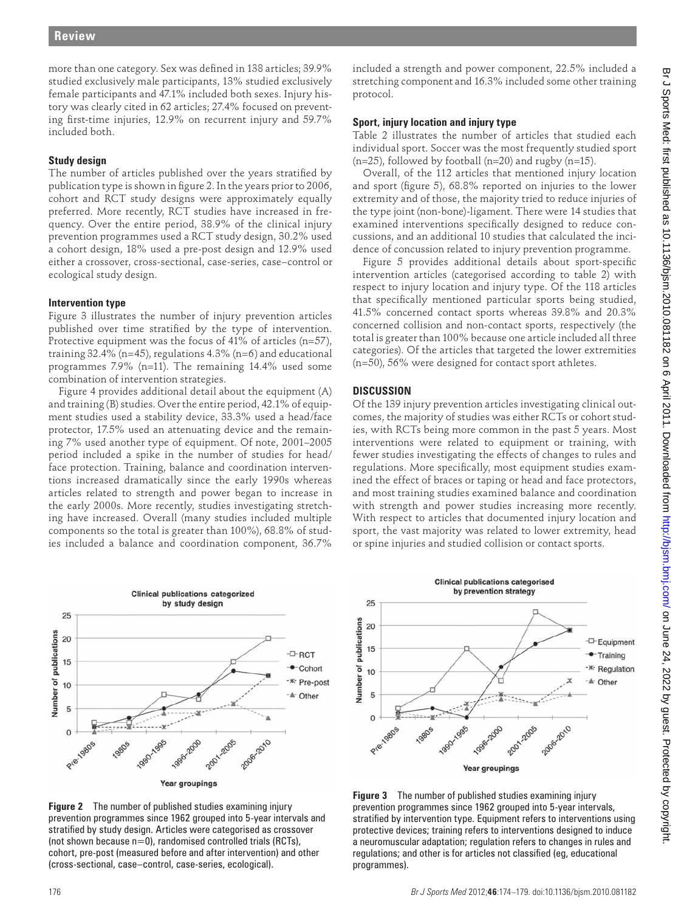more than one category. Sex was defined in 138 articles; 39.9% studied exclusively male participants, 13% studied exclusively female participants and 47.1% included both sexes. Injury history was clearly cited in 62 articles; 27.4% focused on preventing first-time injuries, 12.9% on recurrent injury and 59.7% included both.

### Study design

The number of articles published over the years stratified by publication type is shown in figure 2. In the years prior to 2006, cohort and RCT study designs were approximately equally preferred. More recently, RCT studies have increased in frequency. Over the entire period, 38.9% of the clinical injury prevention programmes used a RCT study design, 30.2% used a cohort design, 18% used a pre-post design and 12.9% used either a crossover, cross-sectional, case-series, case–control or ecological study design.

### Intervention type

Figure 3 illustrates the number of injury prevention articles published over time stratified by the type of intervention. Protective equipment was the focus of 41% of articles (n=57), training 32.4% (n=45), regulations 4.3% (n=6) and educational programmes 7.9% (n=11). The remaining 14.4% used some combination of intervention strategies.

Figure 4 provides additional detail about the equipment (A) and training (B) studies. Over the entire period, 42.1% of equipment studies used a stability device, 33.3% used a head/face protector, 17.5% used an attenuating device and the remaining 7% used another type of equipment. Of note, 2001–2005 period included a spike in the number of studies for head/face protection. Training, balance and coordination interventions increased dramatically since the early 1990s whereas articles related to strength and power began to increase in the early 2000s. More recently, studies investigating stretching have increased. Overall (many studies included multiple components so the total is greater than 100%), 68.8% of studies included a balance and coordination component, 36.7% included a strength and power component, 22.5% included a stretching component and 16.3% included some other training protocol.

### Sport, injury location and injury type

Table 2 illustrates the number of articles that studied each individual sport. Soccer was the most frequently studied sport (n=25), followed by football (n=20) and rugby (n=15).

Overall, of the 112 articles that mentioned injury location and sport (figure 5), 68.8% reported on injuries to the lower extremity and of those, the majority tried to reduce injuries of the type joint (non-bone)-ligament. There were 14 studies that examined interventions specifically designed to reduce concussions, and an additional 10 studies that calculated the incidence of concussion related to injury prevention programme.

Figure 5 provides additional details about sport-specific intervention articles (categorised according to table 2) with respect to injury location and injury type. Of the 118 articles that specifically mentioned particular sports being studied, 41.5% concerned contact sports whereas 39.8% and 20.3% concerned collision and non-contact sports, respectively (the total is greater than 100% because one article included all three categories). Of the articles that targeted the lower extremities (n=50), 56% were designed for contact sport athletes.

## DISCUSSION

Of the 139 injury prevention articles investigating clinical outcomes, the majority of studies was either RCTs or cohort studies, with RCTs being more common in the past 5 years. Most interventions were related to equipment or training, with fewer studies investigating the effects of changes to rules and regulations. More specifically, most equipment studies examined the effect of braces or taping or head and face protectors, and most training studies examined balance and coordination with strength and power studies increasing more recently. With respect to articles that documented injury location and sport, the vast majority was related to lower extremity, head or spine injuries and studied collision or contact sports.

**Figure 2** The number of published studies examining injury prevention programmes since 1962 grouped into 5-year intervals and stratified by study design. Articles were categorised as crossover (not shown because n=0), randomised controlled trials (RCTs), cohort, pre-post (measured before and after intervention) and other (cross-sectional, case–control, case-series, ecological).

**Figure 3** The number of published studies examining injury prevention programmes since 1962 grouped into 5-year intervals, stratified by intervention type. Equipment refers to interventions using protective devices; training refers to interventions designed to induce a neuromuscular adaptation; regulation refers to changes in rules and regulations; and other is for articles not classified (eg, educational programmes).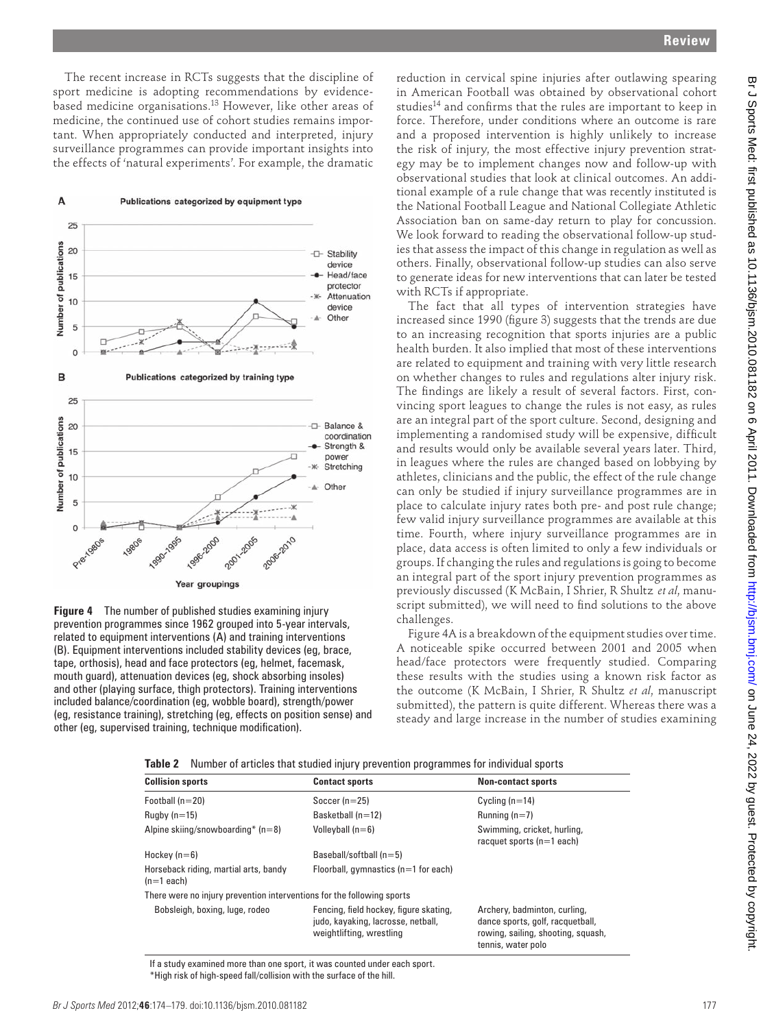The recent increase in RCTs suggests that the discipline of sport medicine is adopting recommendations by evidence-based medicine organisations.[13] However, like other areas of medicine, the continued use of cohort studies remains important. When appropriately conducted and interpreted, injury surveillance programmes can provide important insights into the effects of 'natural experiments'. For example, the dramatic reduction in cervical spine injuries after outlawing spearing in American Football was obtained by observational cohort studies[14] and confirms that the rules are important to keep in force. Therefore, under conditions where an outcome is rare and a proposed intervention is highly unlikely to increase the risk of injury, the most effective injury prevention strategy may be to implement changes now and follow-up with observational studies that look at clinical outcomes. An additional example of a rule change that was recently instituted is the National Football League and National Collegiate Athletic Association ban on same-day return to play for concussion. We look forward to reading the observational follow-up studies that assess the impact of this change in regulation as well as others. Finally, observational follow-up studies can also serve to generate ideas for new interventions that can later be tested with RCTs if appropriate.

**Figure 4** The number of published studies examining injury prevention programmes since 1962 grouped into 5-year intervals, related to equipment interventions (A) and training interventions (B). Equipment interventions included stability devices (eg, brace, tape, orthosis), head and face protectors (eg, helmet, facemask, mouth guard), attenuation devices (eg, shock absorbing insoles) and other (playing surface, thigh protectors). Training interventions included balance/coordination (eg, wobble board), strength/power (eg, resistance training), stretching (eg, effects on position sense) and other (eg, supervised training, technique modification).

The fact that all types of intervention strategies have increased since 1990 (figure 3) suggests that the trends are due to an increasing recognition that sports injuries are a public health burden. It also implied that most of these interventions are related to equipment and training with very little research on whether changes to rules and regulations alter injury risk. The findings are likely a result of several factors. First, convincing sport leagues to change the rules is not easy, as rules are an integral part of the sport culture. Second, designing and implementing a randomised study will be expensive, difficult and results would only be available several years later. Third, in leagues where the rules are changed based on lobbying by athletes, clinicians and the public, the effect of the rule change can only be studied if injury surveillance programmes are in place to calculate injury rates both pre- and post rule change; few valid injury surveillance programmes are available at this time. Fourth, where injury surveillance programmes are in place, data access is often limited to only a few individuals or groups. If changing the rules and regulations is going to become an integral part of the sport injury prevention programmes as previously discussed (K McBain, I Shrier, R Shultz *et al*, manuscript submitted), we will need to find solutions to the above challenges.

Figure 4A is a breakdown of the equipment studies over time. A noticeable spike occurred between 2001 and 2005 when head/face protectors were frequently studied. Comparing these results with the studies using a known risk factor as the outcome (K McBain, I Shrier, R Shultz *et al*, manuscript submitted), the pattern is quite different. Whereas there was a steady and large increase in the number of studies examining

**Table 2** Number of articles that studied injury prevention programmes for individual sports

| Collision sports | Contact sports | Non-contact sports |
|---|---|---|
| Football (n=20) | Soccer (n=25) | Cycling (n=14) |
| Rugby (n=15) | Basketball (n=12) | Running (n=7) |
| Alpine skiing/snowboarding* (n=8) | Volleyball (n=6) | Swimming, cricket, hurling, racquet sports (n=1 each) |
| Hockey (n=6) | Baseball/softball (n=5) | |
| Horseback riding, martial arts, bandy (n=1 each) | Floorball, gymnastics (n=1 for each) | |
| There were no injury prevention interventions for the following sports | | |
| Bobsleigh, boxing, luge, rodeo | Fencing, field hockey, figure skating, judo, kayaking, lacrosse, netball, weightlifting, wrestling | Archery, badminton, curling, dance sports, golf, racquetball, rowing, sailing, shooting, squash, tennis, water polo |

If a study examined more than one sport, it was counted under each sport.
*High risk of high-speed fall/collision with the surface of the hill.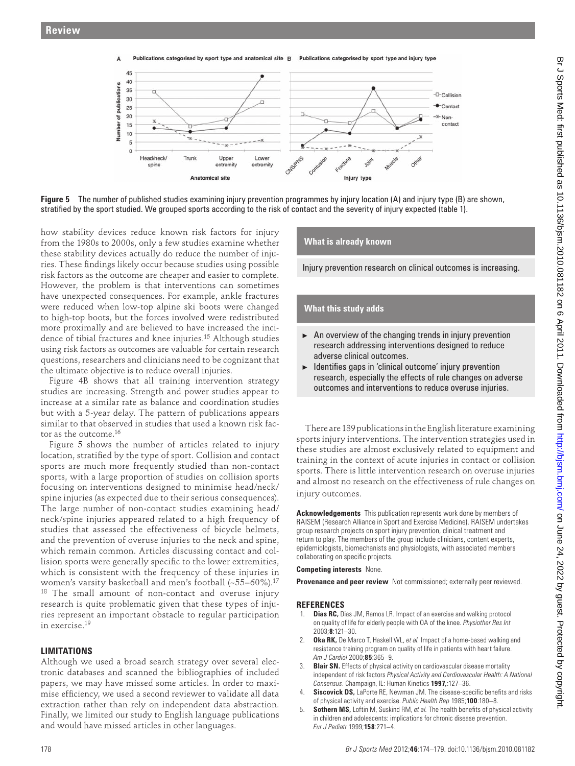Figure 5 The number of published studies examining injury prevention programmes by injury location (A) and injury type (B) are shown, stratified by the sport studied. We grouped sports according to the risk of contact and the severity of injury expected (table 1).

how stability devices reduce known risk factors for injury from the 1980s to 2000s, only a few studies examine whether these stability devices actually do reduce the number of injuries. These findings likely occur because studies using possible risk factors as the outcome are cheaper and easier to complete. However, the problem is that interventions can sometimes have unexpected consequences. For example, ankle fractures were reduced when low-top alpine ski boots were changed to high-top boots, but the forces involved were redistributed more proximally and are believed to have increased the incidence of tibial fractures and knee injuries.[15] Although studies using risk factors as outcomes are valuable for certain research questions, researchers and clinicians need to be cognizant that the ultimate objective is to reduce overall injuries.

Figure 4B shows that all training intervention strategy studies are increasing. Strength and power studies appear to increase at a similar rate as balance and coordination studies but with a 5-year delay. The pattern of publications appears similar to that observed in studies that used a known risk factor as the outcome.[16]

Figure 5 shows the number of articles related to injury location, stratified by the type of sport. Collision and contact sports are much more frequently studied than non-contact sports, with a large proportion of studies on collision sports focusing on interventions designed to minimise head/neck/spine injuries (as expected due to their serious consequences). The large number of non-contact studies examining head/neck/spine injuries appeared related to a high frequency of studies that assessed the effectiveness of bicycle helmets, and the prevention of overuse injuries to the neck and spine, which remain common. Articles discussing contact and collision sports were generally specific to the lower extremities, which is consistent with the frequency of these injuries in women's varsity basketball and men's football (~55–60%).[17] [18] The small amount of non-contact and overuse injury research is quite problematic given that these types of injuries represent an important obstacle to regular participation in exercise.[19]

## LIMITATIONS

Although we used a broad search strategy over several electronic databases and scanned the bibliographies of included papers, we may have missed some articles. In order to maximise efficiency, we used a second reviewer to validate all data extraction rather than rely on independent data abstraction. Finally, we limited our study to English language publications and would have missed articles in other languages.

### What is already known

Injury prevention research on clinical outcomes is increasing.

### What this study adds

- An overview of the changing trends in injury prevention research addressing interventions designed to reduce adverse clinical outcomes.
- Identifies gaps in 'clinical outcome' injury prevention research, especially the effects of rule changes on adverse outcomes and interventions to reduce overuse injuries.

There are 139 publications in the English literature examining sports injury interventions. The intervention strategies used in these studies are almost exclusively related to equipment and training in the context of acute injuries in contact or collision sports. There is little intervention research on overuse injuries and almost no research on the effectiveness of rule changes on injury outcomes.

**Acknowledgements** This publication represents work done by members of RAISEM (Research Alliance in Sport and Exercise Medicine). RAISEM undertakes group research projects on sport injury prevention, clinical treatment and return to play. The members of the group include clinicians, content experts, epidemiologists, biomechanists and physiologists, with associated members collaborating on specific projects.

**Competing interests** None.

**Provenance and peer review** Not commissioned; externally peer reviewed.

## REFERENCES

1. **Dias RC,** Dias JM, Ramos LR. Impact of an exercise and walking protocol on quality of life for elderly people with OA of the knee. *Physiother Res Int* 2003;**8**:121–30.
2. **Oka RK,** De Marco T, Haskell WL, *et al.* Impact of a home-based walking and resistance training program on quality of life in patients with heart failure. *Am J Cardiol* 2000;**85**:365–9.
3. **Blair SN.** Effects of physical activity on cardiovascular disease mortality independent of risk factors *Physical Activity and Cardiovascular Health: A National Consensus*. Champaign, IL: Human Kinetics **1997,**:127–36.
4. **Siscovick DS,** LaPorte RE, Newman JM. The disease-specific benefits and risks of physical activity and exercise. *Public Health Rep* 1985;**100**:180–8.
5. **Sothern MS,** Loftin M, Suskind RM, *et al.* The health benefits of physical activity in children and adolescents: implications for chronic disease prevention. *Eur J Pediatr* 1999;**158**:271–4.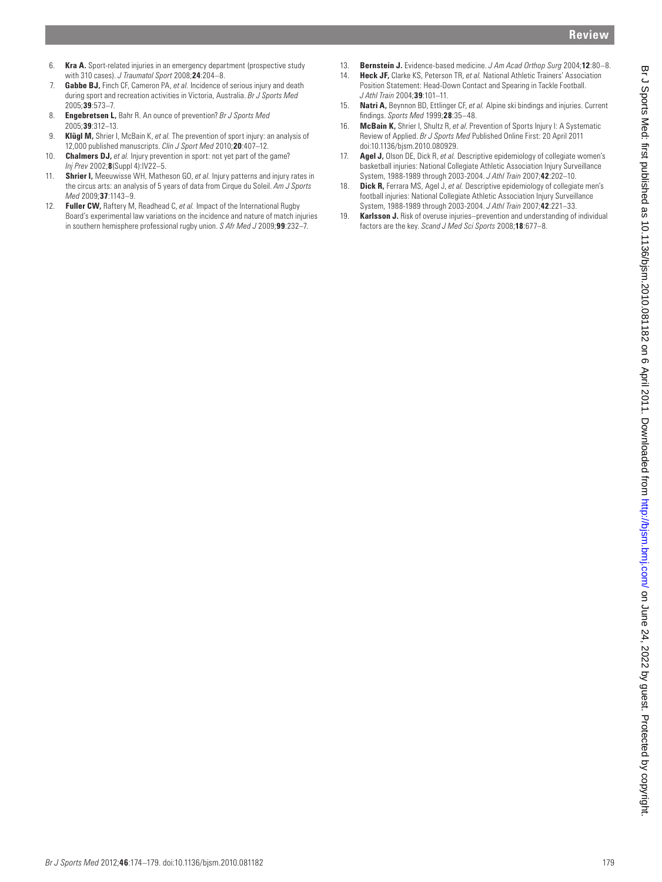6. **Kra A.** Sport-related injuries in an emergency department (prospective study with 310 cases). *J Traumatol Sport* 2008;**24**:204–8.
7. **Gabbe BJ,** Finch CF, Cameron PA, *et al.* Incidence of serious injury and death during sport and recreation activities in Victoria, Australia. *Br J Sports Med* 2005;**39**:573–7.
8. **Engebretsen L,** Bahr R. An ounce of prevention? *Br J Sports Med* 2005;**39**:312–13.
9. **Klügl M,** Shrier I, McBain K, *et al.* The prevention of sport injury: an analysis of 12,000 published manuscripts. *Clin J Sport Med* 2010;**20**:407–12.
10. **Chalmers DJ,** *et al.* Injury prevention in sport: not yet part of the game? *Inj Prev* 2002;**8**(Suppl 4):IV22–5.
11. **Shrier I,** Meeuwisse WH, Matheson GO, *et al.* Injury patterns and injury rates in the circus arts: an analysis of 5 years of data from Cirque du Soleil. *Am J Sports Med* 2009;**37**:1143–9.
12. **Fuller CW,** Raftery M, Readhead C, *et al.* Impact of the International Rugby Board's experimental law variations on the incidence and nature of match injuries in southern hemisphere professional rugby union. *S Afr Med J* 2009;**99**:232–7.
13. **Bernstein J.** Evidence-based medicine. *J Am Acad Orthop Surg* 2004;**12**:80–8.
14. **Heck JF,** Clarke KS, Peterson TR, *et al.* National Athletic Trainers' Association Position Statement: Head-Down Contact and Spearing in Tackle Football. *J Athl Train* 2004;**39**:101–11.
15. **Natri A,** Beynnon BD, Ettlinger CF, *et al.* Alpine ski bindings and injuries. Current findings. *Sports Med* 1999;**28**:35–48.
16. **McBain K,** Shrier I, Shultz R, *et al.* Prevention of Sports Injury I: A Systematic Review of Applied. *Br J Sports Med* Published Online First: 20 April 2011 doi:10.1136/bjsm.2010.080929.
17. **Agel J,** Olson DE, Dick R, *et al.* Descriptive epidemiology of collegiate women's basketball injuries: National Collegiate Athletic Association Injury Surveillance System, 1988-1989 through 2003-2004. *J Athl Train* 2007;**42**:202–10.
18. **Dick R,** Ferrara MS, Agel J, *et al.* Descriptive epidemiology of collegiate men's football injuries: National Collegiate Athletic Association Injury Surveillance System, 1988-1989 through 2003-2004. *J Athl Train* 2007;**42**:221–33.
19. **Karlsson J.** Risk of overuse injuries–prevention and understanding of individual factors are the key. *Scand J Med Sci Sports* 2008;**18**:677–8.